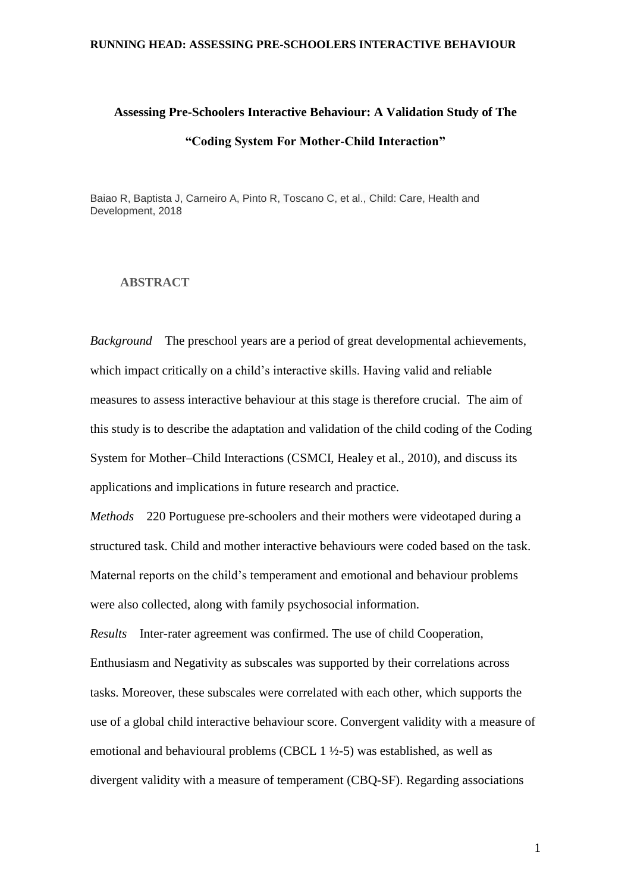# Assessing Pre-Schoolers Interactive Behaviour: A Validation Study of The "Coding System For Mother-Child Interaction"

Baiao R, Baptista J, Carneiro A, Pinto R, Toscano C, et al., Child: Care, Health and Development, 2018

## ABSTRACT

*Background* The preschool years are a period of great developmental achievements, which impact critically on a child's interactive skills. Having valid and reliable measures to assess interactive behaviour at this stage is therefore crucial. The aim of this study is to describe the adaptation and validation of the child coding of the Coding System for Mother–Child Interactions (CSMCI, Healey et al., 2010), and discuss its applications and implications in future research and practice.

*Methods* 220 Portuguese pre-schoolers and their mothers were videotaped during a structured task. Child and mother interactive behaviours were coded based on the task. Maternal reports on the child's temperament and emotional and behaviour problems were also collected, along with family psychosocial information.

*Results* Inter-rater agreement was confirmed. The use of child Cooperation, Enthusiasm and Negativity as subscales was supported by their correlations across tasks. Moreover, these subscales were correlated with each other, which supports the use of a global child interactive behaviour score. Convergent validity with a measure of emotional and behavioural problems (CBCL 1 ½-5) was established, as well as divergent validity with a measure of temperament (CBQ-SF). Regarding associations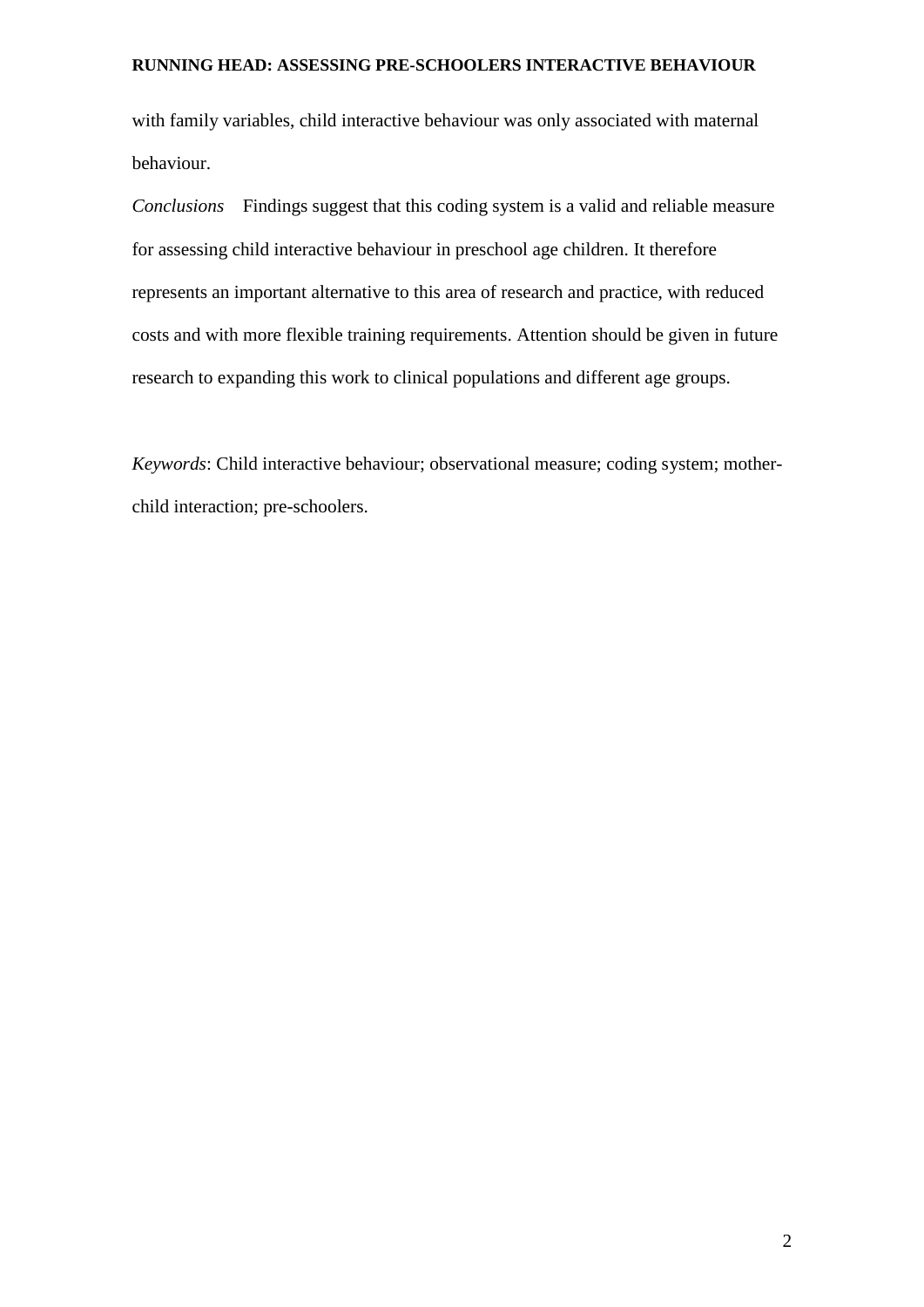with family variables, child interactive behaviour was only associated with maternal behaviour.

*Conclusions* Findings suggest that this coding system is a valid and reliable measure for assessing child interactive behaviour in preschool age children. It therefore represents an important alternative to this area of research and practice, with reduced costs and with more flexible training requirements. Attention should be given in future research to expanding this work to clinical populations and different age groups.

*Keywords*: Child interactive behaviour; observational measure; coding system; mother-child interaction; pre-schoolers.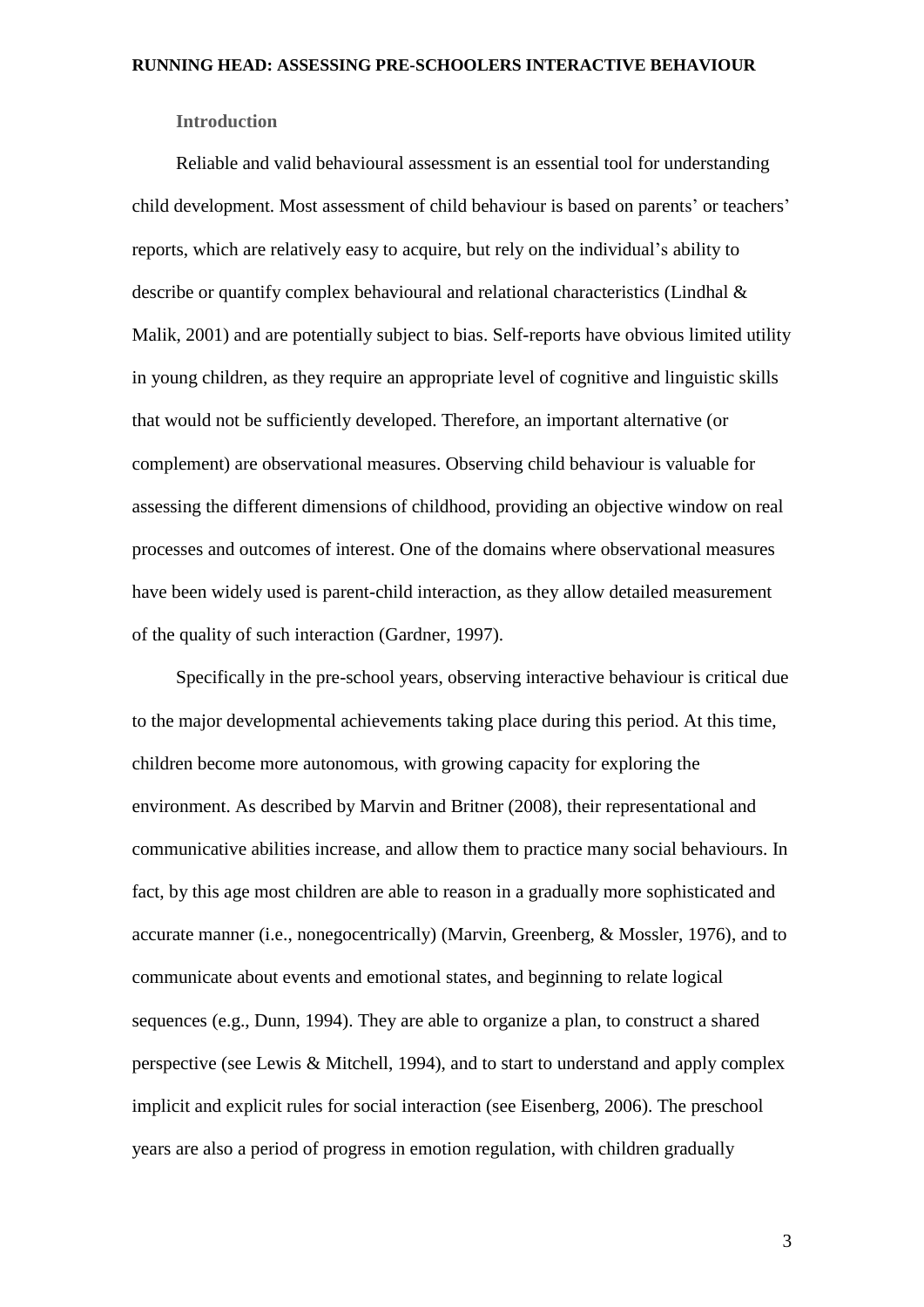## Introduction

Reliable and valid behavioural assessment is an essential tool for understanding child development. Most assessment of child behaviour is based on parents' or teachers' reports, which are relatively easy to acquire, but rely on the individual's ability to describe or quantify complex behavioural and relational characteristics (Lindhal & Malik, 2001) and are potentially subject to bias. Self-reports have obvious limited utility in young children, as they require an appropriate level of cognitive and linguistic skills that would not be sufficiently developed. Therefore, an important alternative (or complement) are observational measures. Observing child behaviour is valuable for assessing the different dimensions of childhood, providing an objective window on real processes and outcomes of interest. One of the domains where observational measures have been widely used is parent-child interaction, as they allow detailed measurement of the quality of such interaction (Gardner, 1997).

Specifically in the pre-school years, observing interactive behaviour is critical due to the major developmental achievements taking place during this period. At this time, children become more autonomous, with growing capacity for exploring the environment. As described by Marvin and Britner (2008), their representational and communicative abilities increase, and allow them to practice many social behaviours. In fact, by this age most children are able to reason in a gradually more sophisticated and accurate manner (i.e., nonegocentrically) (Marvin, Greenberg, & Mossler, 1976), and to communicate about events and emotional states, and beginning to relate logical sequences (e.g., Dunn, 1994). They are able to organize a plan, to construct a shared perspective (see Lewis & Mitchell, 1994), and to start to understand and apply complex implicit and explicit rules for social interaction (see Eisenberg, 2006). The preschool years are also a period of progress in emotion regulation, with children gradually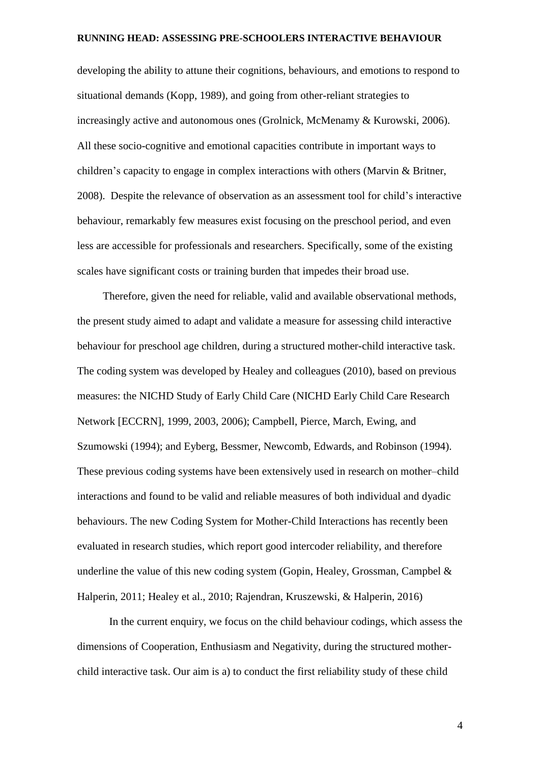developing the ability to attune their cognitions, behaviours, and emotions to respond to situational demands (Kopp, 1989), and going from other-reliant strategies to increasingly active and autonomous ones (Grolnick, McMenamy & Kurowski, 2006). All these socio-cognitive and emotional capacities contribute in important ways to children's capacity to engage in complex interactions with others (Marvin & Britner, 2008). Despite the relevance of observation as an assessment tool for child's interactive behaviour, remarkably few measures exist focusing on the preschool period, and even less are accessible for professionals and researchers. Specifically, some of the existing scales have significant costs or training burden that impedes their broad use.

Therefore, given the need for reliable, valid and available observational methods, the present study aimed to adapt and validate a measure for assessing child interactive behaviour for preschool age children, during a structured mother-child interactive task. The coding system was developed by Healey and colleagues (2010), based on previous measures: the NICHD Study of Early Child Care (NICHD Early Child Care Research Network [ECCRN], 1999, 2003, 2006); Campbell, Pierce, March, Ewing, and Szumowski (1994); and Eyberg, Bessmer, Newcomb, Edwards, and Robinson (1994). These previous coding systems have been extensively used in research on mother–child interactions and found to be valid and reliable measures of both individual and dyadic behaviours. The new Coding System for Mother-Child Interactions has recently been evaluated in research studies, which report good intercoder reliability, and therefore underline the value of this new coding system (Gopin, Healey, Grossman, Campbel & Halperin, 2011; Healey et al., 2010; Rajendran, Kruszewski, & Halperin, 2016)

In the current enquiry, we focus on the child behaviour codings, which assess the dimensions of Cooperation, Enthusiasm and Negativity, during the structured mother-child interactive task. Our aim is a) to conduct the first reliability study of these child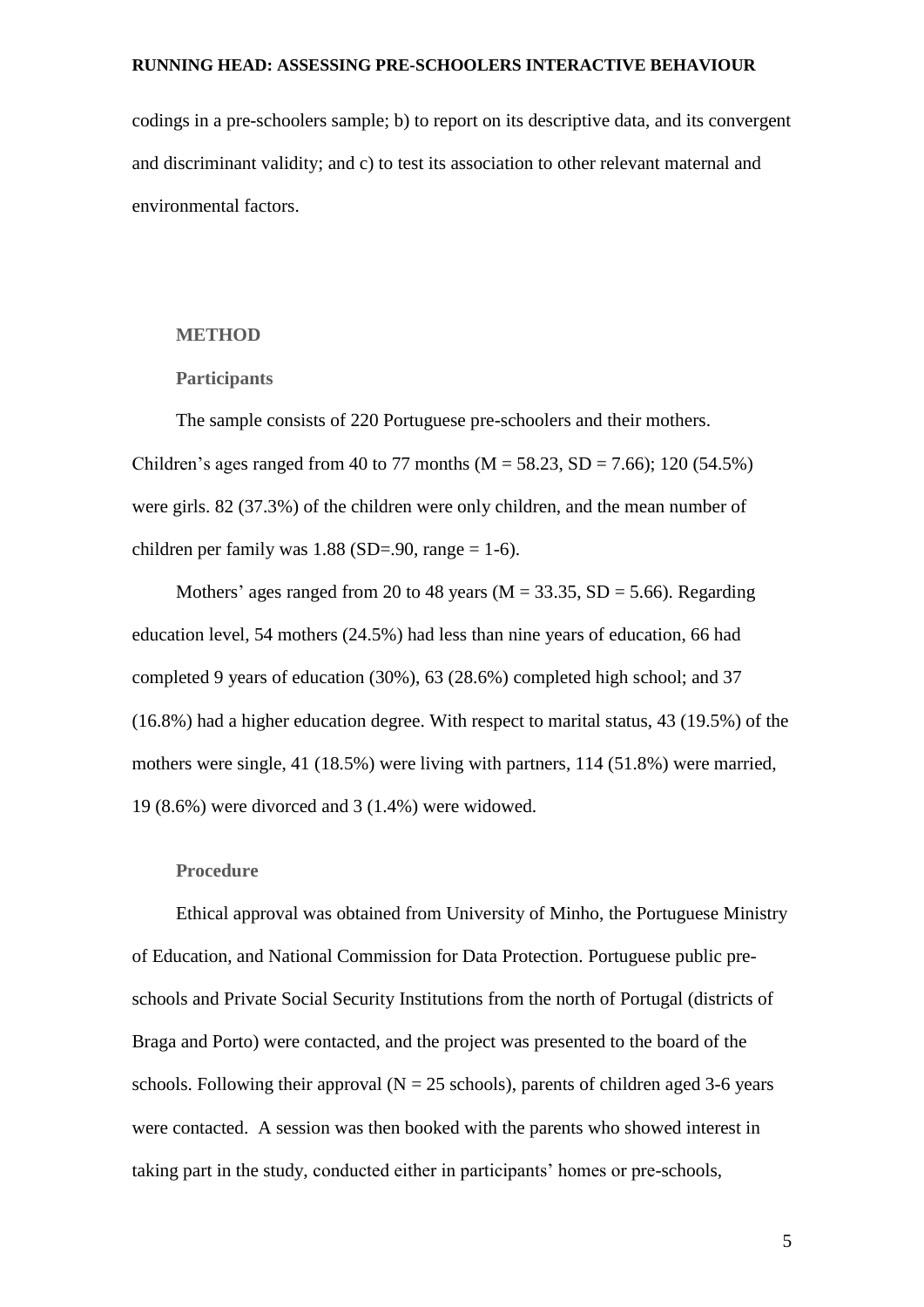codings in a pre-schoolers sample; b) to report on its descriptive data, and its convergent and discriminant validity; and c) to test its association to other relevant maternal and environmental factors.

## METHOD

### Participants

The sample consists of 220 Portuguese pre-schoolers and their mothers. Children's ages ranged from 40 to 77 months (M = 58.23, SD = 7.66); 120 (54.5%) were girls. 82 (37.3%) of the children were only children, and the mean number of children per family was 1.88 (SD=.90, range = 1-6).

Mothers' ages ranged from 20 to 48 years (M = 33.35, SD = 5.66). Regarding education level, 54 mothers (24.5%) had less than nine years of education, 66 had completed 9 years of education (30%), 63 (28.6%) completed high school; and 37 (16.8%) had a higher education degree. With respect to marital status, 43 (19.5%) of the mothers were single, 41 (18.5%) were living with partners, 114 (51.8%) were married, 19 (8.6%) were divorced and 3 (1.4%) were widowed.

### Procedure

Ethical approval was obtained from University of Minho, the Portuguese Ministry of Education, and National Commission for Data Protection. Portuguese public pre-schools and Private Social Security Institutions from the north of Portugal (districts of Braga and Porto) were contacted, and the project was presented to the board of the schools. Following their approval (N = 25 schools), parents of children aged 3-6 years were contacted. A session was then booked with the parents who showed interest in taking part in the study, conducted either in participants' homes or pre-schools,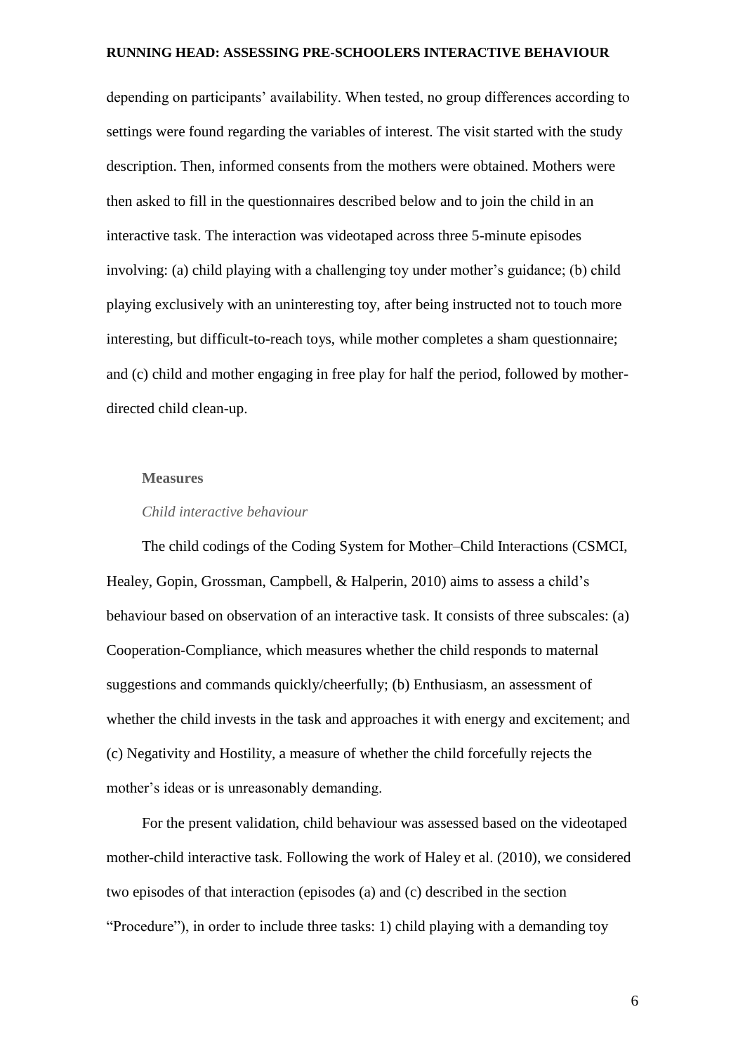depending on participants' availability. When tested, no group differences according to settings were found regarding the variables of interest. The visit started with the study description. Then, informed consents from the mothers were obtained. Mothers were then asked to fill in the questionnaires described below and to join the child in an interactive task. The interaction was videotaped across three 5-minute episodes involving: (a) child playing with a challenging toy under mother's guidance; (b) child playing exclusively with an uninteresting toy, after being instructed not to touch more interesting, but difficult-to-reach toys, while mother completes a sham questionnaire; and (c) child and mother engaging in free play for half the period, followed by mother-directed child clean-up.

## Measures

### *Child interactive behaviour*

The child codings of the Coding System for Mother–Child Interactions (CSMCI, Healey, Gopin, Grossman, Campbell, & Halperin, 2010) aims to assess a child's behaviour based on observation of an interactive task. It consists of three subscales: (a) Cooperation-Compliance, which measures whether the child responds to maternal suggestions and commands quickly/cheerfully; (b) Enthusiasm, an assessment of whether the child invests in the task and approaches it with energy and excitement; and (c) Negativity and Hostility, a measure of whether the child forcefully rejects the mother's ideas or is unreasonably demanding.

For the present validation, child behaviour was assessed based on the videotaped mother-child interactive task. Following the work of Haley et al. (2010), we considered two episodes of that interaction (episodes (a) and (c) described in the section "Procedure"), in order to include three tasks: 1) child playing with a demanding toy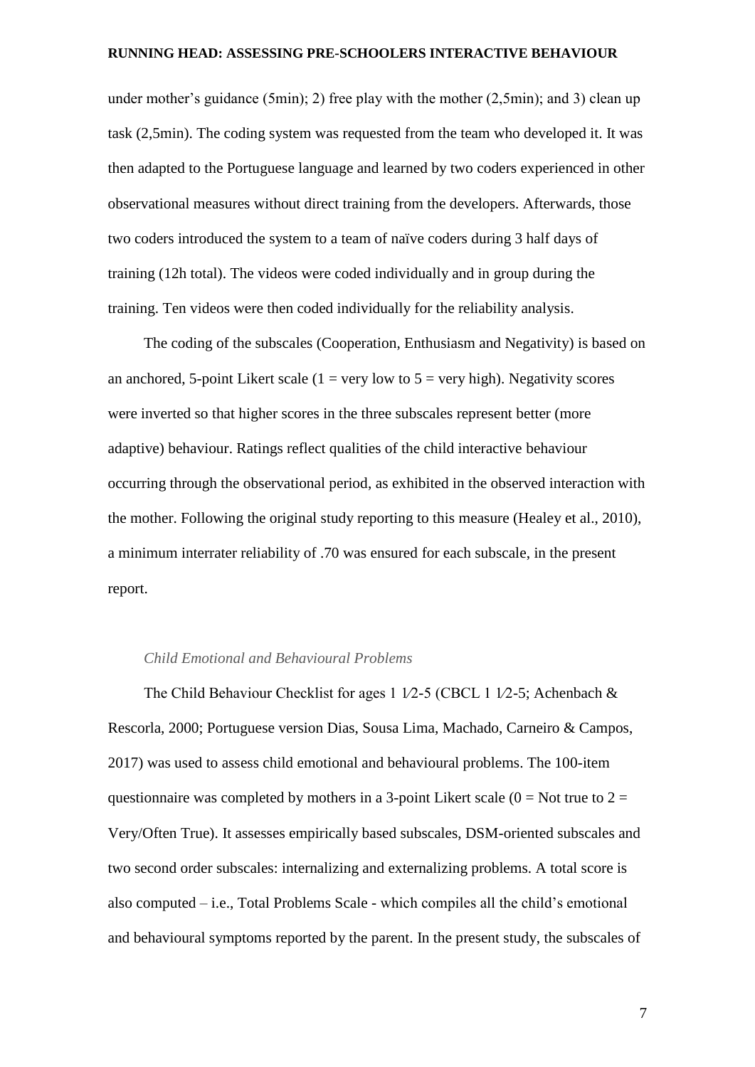under mother's guidance (5min); 2) free play with the mother (2,5min); and 3) clean up task (2,5min). The coding system was requested from the team who developed it. It was then adapted to the Portuguese language and learned by two coders experienced in other observational measures without direct training from the developers. Afterwards, those two coders introduced the system to a team of naïve coders during 3 half days of training (12h total). The videos were coded individually and in group during the training. Ten videos were then coded individually for the reliability analysis.

The coding of the subscales (Cooperation, Enthusiasm and Negativity) is based on an anchored, 5-point Likert scale (1 = very low to 5 = very high). Negativity scores were inverted so that higher scores in the three subscales represent better (more adaptive) behaviour. Ratings reflect qualities of the child interactive behaviour occurring through the observational period, as exhibited in the observed interaction with the mother. Following the original study reporting to this measure (Healey et al., 2010), a minimum interrater reliability of .70 was ensured for each subscale, in the present report.

*Child Emotional and Behavioural Problems*

The Child Behaviour Checklist for ages 1 1⁄2-5 (CBCL 1 1⁄2-5; Achenbach & Rescorla, 2000; Portuguese version Dias, Sousa Lima, Machado, Carneiro & Campos, 2017) was used to assess child emotional and behavioural problems. The 100-item questionnaire was completed by mothers in a 3-point Likert scale (0 = Not true to 2 = Very/Often True). It assesses empirically based subscales, DSM-oriented subscales and two second order subscales: internalizing and externalizing problems. A total score is also computed – i.e., Total Problems Scale - which compiles all the child's emotional and behavioural symptoms reported by the parent. In the present study, the subscales of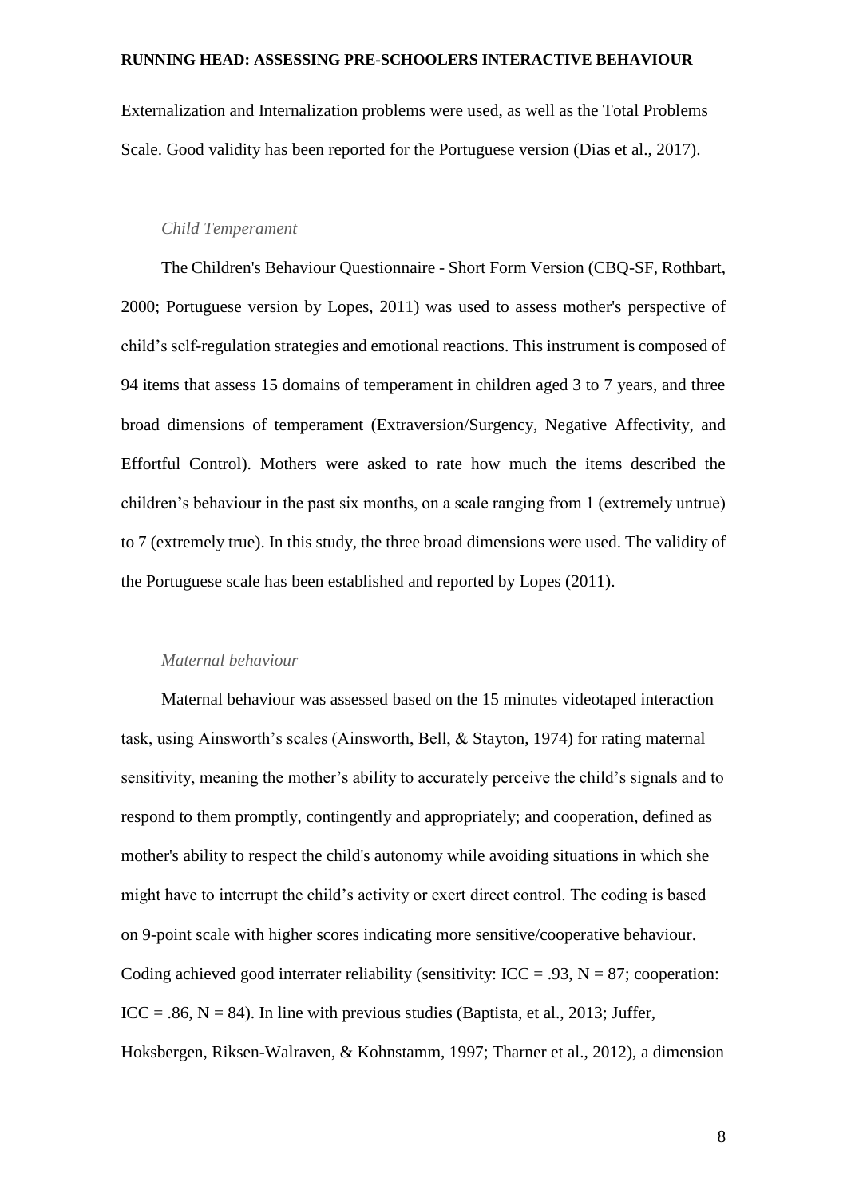Externalization and Internalization problems were used, as well as the Total Problems Scale. Good validity has been reported for the Portuguese version (Dias et al., 2017).

### *Child Temperament*

The Children's Behaviour Questionnaire - Short Form Version (CBQ-SF, Rothbart, 2000; Portuguese version by Lopes, 2011) was used to assess mother's perspective of child's self-regulation strategies and emotional reactions. This instrument is composed of 94 items that assess 15 domains of temperament in children aged 3 to 7 years, and three broad dimensions of temperament (Extraversion/Surgency, Negative Affectivity, and Effortful Control). Mothers were asked to rate how much the items described the children's behaviour in the past six months, on a scale ranging from 1 (extremely untrue) to 7 (extremely true). In this study, the three broad dimensions were used. The validity of the Portuguese scale has been established and reported by Lopes (2011).

### *Maternal behaviour*

Maternal behaviour was assessed based on the 15 minutes videotaped interaction task, using Ainsworth's scales (Ainsworth, Bell, & Stayton, 1974) for rating maternal sensitivity, meaning the mother's ability to accurately perceive the child's signals and to respond to them promptly, contingently and appropriately; and cooperation, defined as mother's ability to respect the child's autonomy while avoiding situations in which she might have to interrupt the child's activity or exert direct control. The coding is based on 9-point scale with higher scores indicating more sensitive/cooperative behaviour. Coding achieved good interrater reliability (sensitivity: ICC = .93, N = 87; cooperation: ICC = .86, N = 84). In line with previous studies (Baptista, et al., 2013; Juffer, Hoksbergen, Riksen-Walraven, & Kohnstamm, 1997; Tharner et al., 2012), a dimension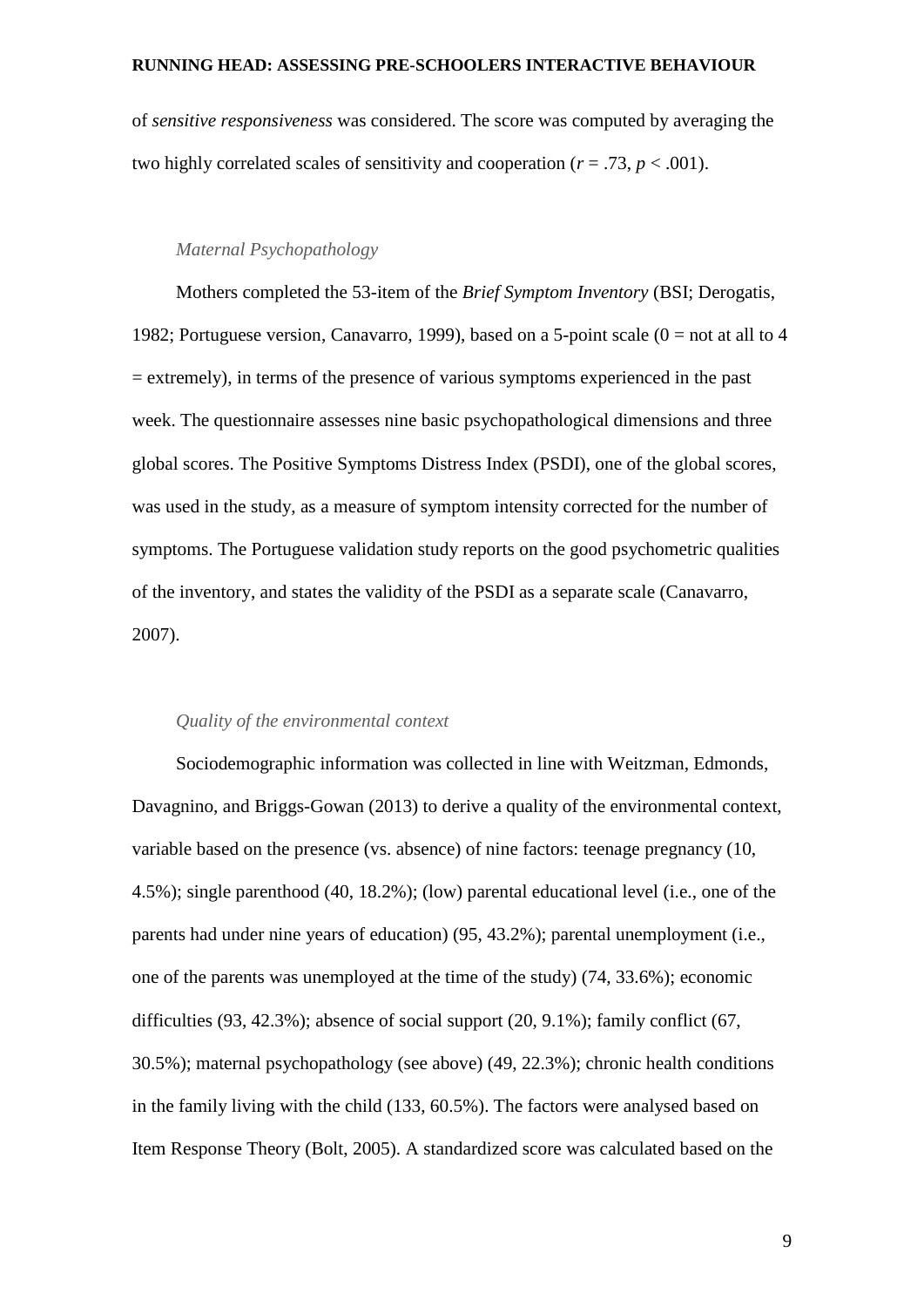of *sensitive responsiveness* was considered. The score was computed by averaging the two highly correlated scales of sensitivity and cooperation ($r$ = .73, $p$ < .001).

### *Maternal Psychopathology*

Mothers completed the 53-item of the *Brief Symptom Inventory* (BSI; Derogatis, 1982; Portuguese version, Canavarro, 1999), based on a 5-point scale (0 = not at all to 4 = extremely), in terms of the presence of various symptoms experienced in the past week. The questionnaire assesses nine basic psychopathological dimensions and three global scores. The Positive Symptoms Distress Index (PSDI), one of the global scores, was used in the study, as a measure of symptom intensity corrected for the number of symptoms. The Portuguese validation study reports on the good psychometric qualities of the inventory, and states the validity of the PSDI as a separate scale (Canavarro, 2007).

### *Quality of the environmental context*

Sociodemographic information was collected in line with Weitzman, Edmonds, Davagnino, and Briggs-Gowan (2013) to derive a quality of the environmental context, variable based on the presence (vs. absence) of nine factors: teenage pregnancy (10, 4.5%); single parenthood (40, 18.2%); (low) parental educational level (i.e., one of the parents had under nine years of education) (95, 43.2%); parental unemployment (i.e., one of the parents was unemployed at the time of the study) (74, 33.6%); economic difficulties (93, 42.3%); absence of social support (20, 9.1%); family conflict (67, 30.5%); maternal psychopathology (see above) (49, 22.3%); chronic health conditions in the family living with the child (133, 60.5%). The factors were analysed based on Item Response Theory (Bolt, 2005). A standardized score was calculated based on the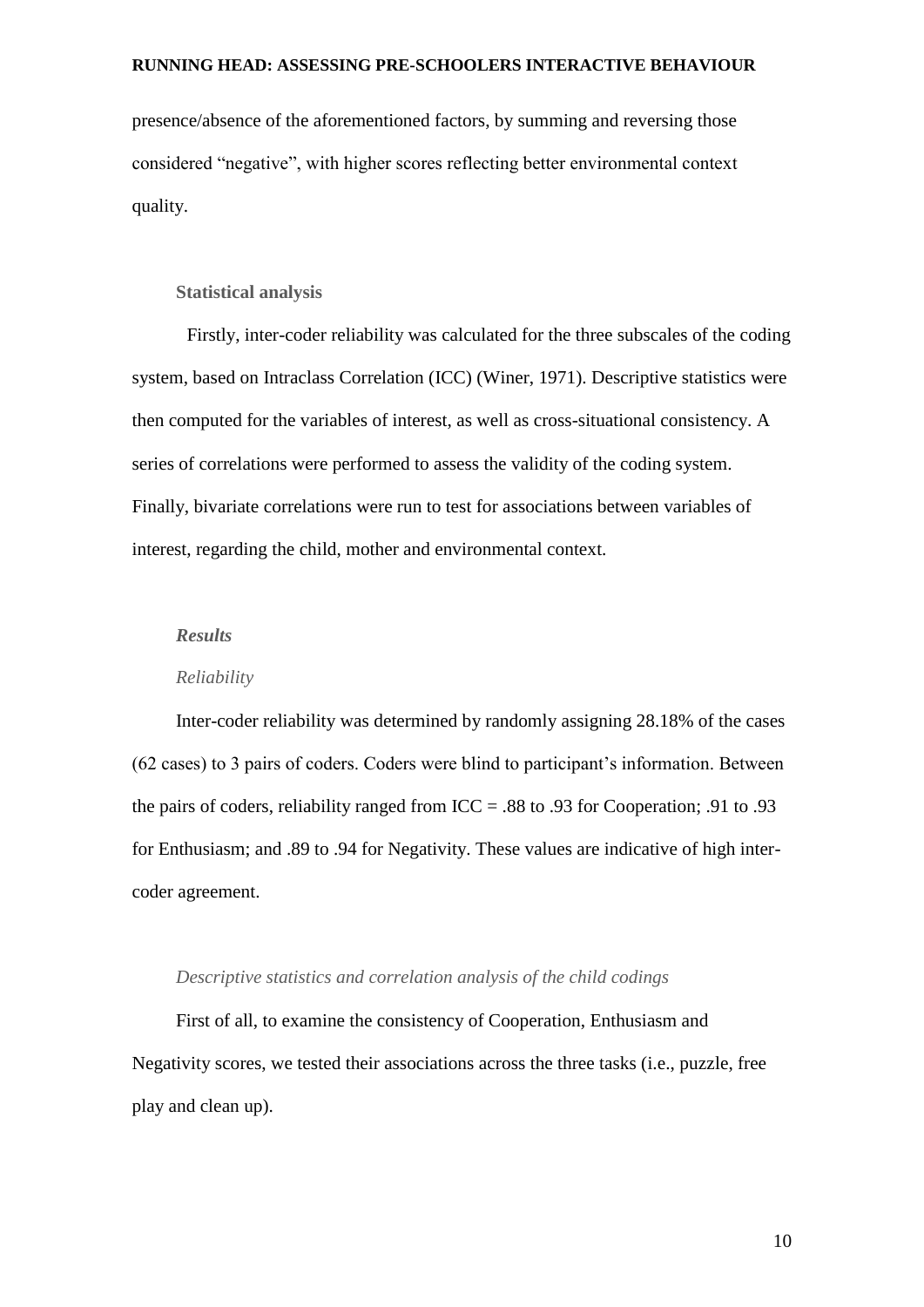presence/absence of the aforementioned factors, by summing and reversing those considered "negative", with higher scores reflecting better environmental context quality.

### Statistical analysis

Firstly, inter-coder reliability was calculated for the three subscales of the coding system, based on Intraclass Correlation (ICC) (Winer, 1971). Descriptive statistics were then computed for the variables of interest, as well as cross-situational consistency. A series of correlations were performed to assess the validity of the coding system. Finally, bivariate correlations were run to test for associations between variables of interest, regarding the child, mother and environmental context.

## *Results*

### *Reliability*

Inter-coder reliability was determined by randomly assigning 28.18% of the cases (62 cases) to 3 pairs of coders. Coders were blind to participant's information. Between the pairs of coders, reliability ranged from ICC = .88 to .93 for Cooperation; .91 to .93 for Enthusiasm; and .89 to .94 for Negativity. These values are indicative of high inter-coder agreement.

### *Descriptive statistics and correlation analysis of the child codings*

First of all, to examine the consistency of Cooperation, Enthusiasm and Negativity scores, we tested their associations across the three tasks (i.e., puzzle, free play and clean up).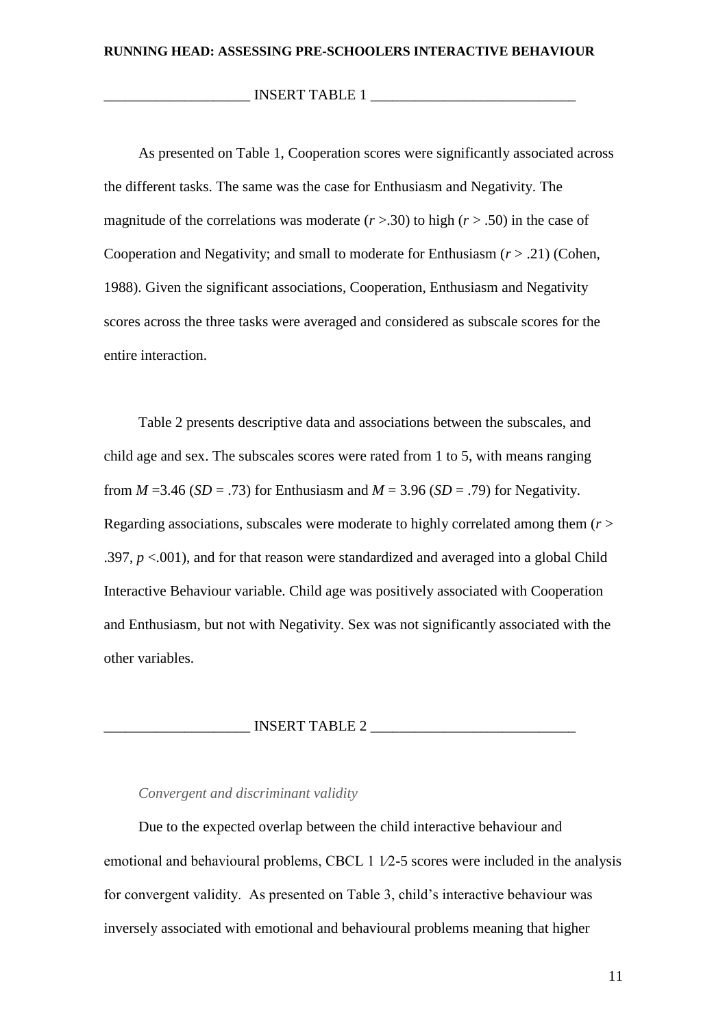\_\_\_\_\_\_\_\_\_\_\_\_\_\_\_\_\_\_\_\_ INSERT TABLE 1 \_\_\_\_\_\_\_\_\_\_\_\_\_\_\_\_\_\_\_\_\_\_\_\_\_\_\_\_

As presented on Table 1, Cooperation scores were significantly associated across the different tasks. The same was the case for Enthusiasm and Negativity. The magnitude of the correlations was moderate ($r$ >.30) to high ($r$ > .50) in the case of Cooperation and Negativity; and small to moderate for Enthusiasm ($r$ > .21) (Cohen, 1988). Given the significant associations, Cooperation, Enthusiasm and Negativity scores across the three tasks were averaged and considered as subscale scores for the entire interaction.

Table 2 presents descriptive data and associations between the subscales, and child age and sex. The subscales scores were rated from 1 to 5, with means ranging from $M$ =3.46 ($SD$ = .73) for Enthusiasm and $M$ = 3.96 ($SD$ = .79) for Negativity. Regarding associations, subscales were moderate to highly correlated among them ($r$ > .397, $p$ <.001), and for that reason were standardized and averaged into a global Child Interactive Behaviour variable. Child age was positively associated with Cooperation and Enthusiasm, but not with Negativity. Sex was not significantly associated with the other variables.

\_\_\_\_\_\_\_\_\_\_\_\_\_\_\_\_\_\_\_\_ INSERT TABLE 2 \_\_\_\_\_\_\_\_\_\_\_\_\_\_\_\_\_\_\_\_\_\_\_\_\_\_\_\_

*Convergent and discriminant validity*

Due to the expected overlap between the child interactive behaviour and emotional and behavioural problems, CBCL 1 1⁄2-5 scores were included in the analysis for convergent validity. As presented on Table 3, child's interactive behaviour was inversely associated with emotional and behavioural problems meaning that higher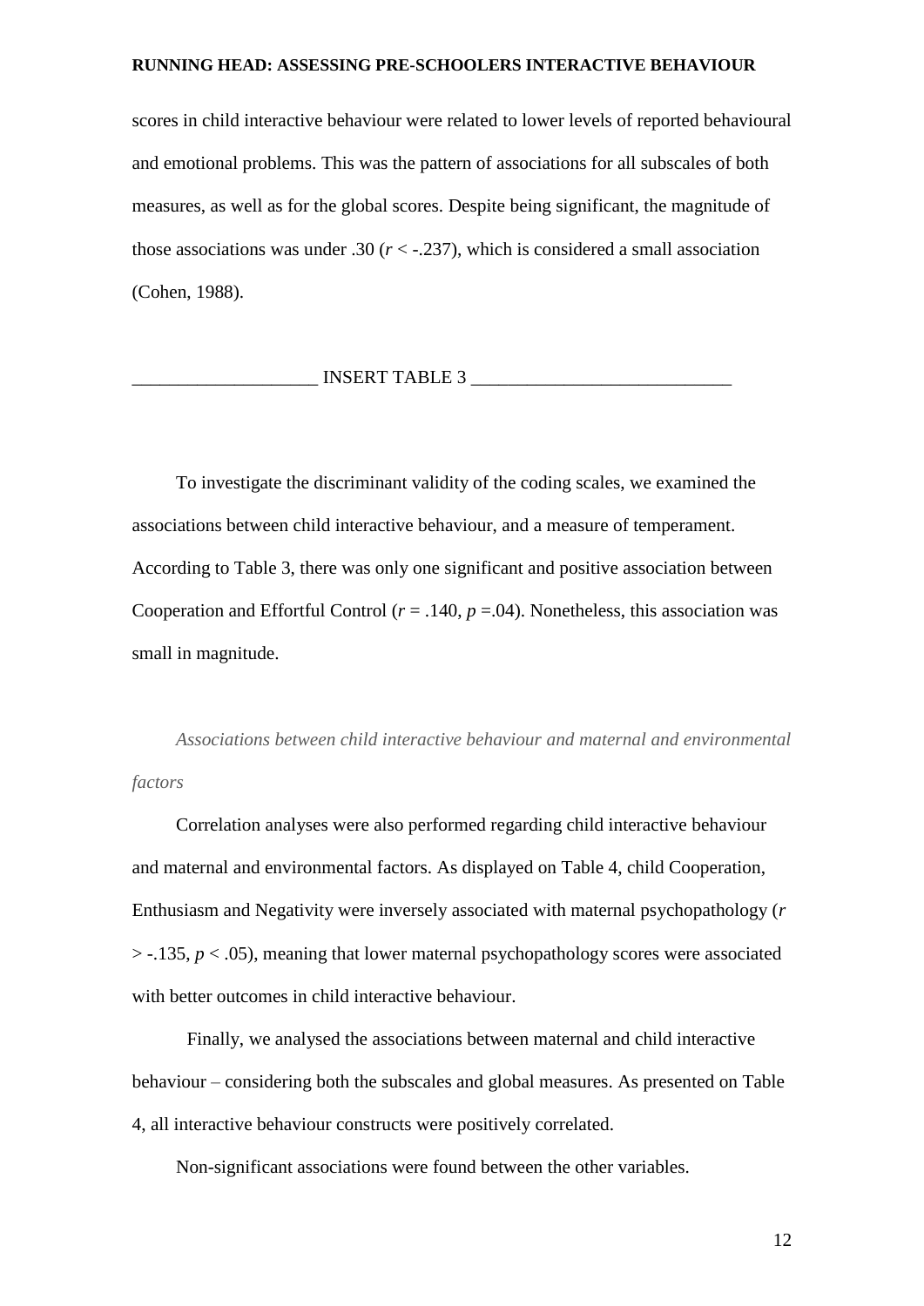scores in child interactive behaviour were related to lower levels of reported behavioural and emotional problems. This was the pattern of associations for all subscales of both measures, as well as for the global scores. Despite being significant, the magnitude of those associations was under .30 ($r < -.237$), which is considered a small association (Cohen, 1988).

____________________ INSERT TABLE 3 ____________________________

To investigate the discriminant validity of the coding scales, we examined the associations between child interactive behaviour, and a measure of temperament. According to Table 3, there was only one significant and positive association between Cooperation and Effortful Control ($r = .140$, $p = .04$). Nonetheless, this association was small in magnitude.

*Associations between child interactive behaviour and maternal and environmental factors*

Correlation analyses were also performed regarding child interactive behaviour and maternal and environmental factors. As displayed on Table 4, child Cooperation, Enthusiasm and Negativity were inversely associated with maternal psychopathology ($r > -.135$, $p < .05$), meaning that lower maternal psychopathology scores were associated with better outcomes in child interactive behaviour.

Finally, we analysed the associations between maternal and child interactive behaviour – considering both the subscales and global measures. As presented on Table 4, all interactive behaviour constructs were positively correlated.

Non-significant associations were found between the other variables.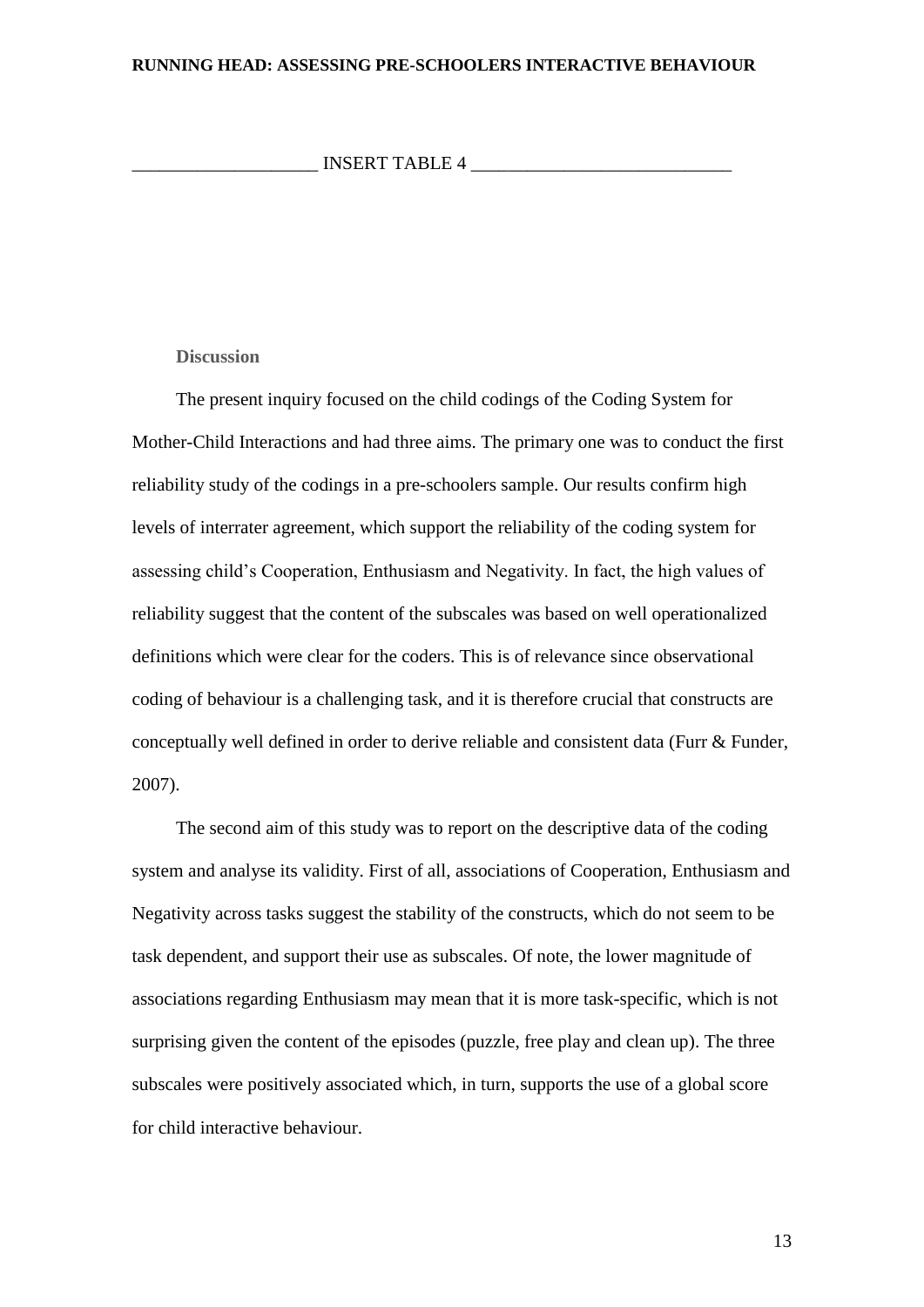____________________ INSERT TABLE 4 ____________________________

**Discussion**

The present inquiry focused on the child codings of the Coding System for Mother-Child Interactions and had three aims. The primary one was to conduct the first reliability study of the codings in a pre-schoolers sample. Our results confirm high levels of interrater agreement, which support the reliability of the coding system for assessing child's Cooperation, Enthusiasm and Negativity. In fact, the high values of reliability suggest that the content of the subscales was based on well operationalized definitions which were clear for the coders. This is of relevance since observational coding of behaviour is a challenging task, and it is therefore crucial that constructs are conceptually well defined in order to derive reliable and consistent data (Furr & Funder, 2007).

The second aim of this study was to report on the descriptive data of the coding system and analyse its validity. First of all, associations of Cooperation, Enthusiasm and Negativity across tasks suggest the stability of the constructs, which do not seem to be task dependent, and support their use as subscales. Of note, the lower magnitude of associations regarding Enthusiasm may mean that it is more task-specific, which is not surprising given the content of the episodes (puzzle, free play and clean up). The three subscales were positively associated which, in turn, supports the use of a global score for child interactive behaviour.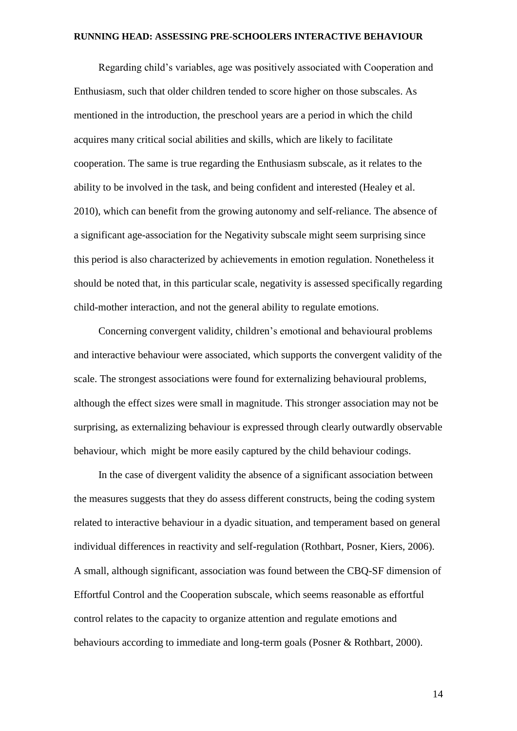Regarding child's variables, age was positively associated with Cooperation and Enthusiasm, such that older children tended to score higher on those subscales. As mentioned in the introduction, the preschool years are a period in which the child acquires many critical social abilities and skills, which are likely to facilitate cooperation. The same is true regarding the Enthusiasm subscale, as it relates to the ability to be involved in the task, and being confident and interested (Healey et al. 2010), which can benefit from the growing autonomy and self-reliance. The absence of a significant age-association for the Negativity subscale might seem surprising since this period is also characterized by achievements in emotion regulation. Nonetheless it should be noted that, in this particular scale, negativity is assessed specifically regarding child-mother interaction, and not the general ability to regulate emotions.

Concerning convergent validity, children's emotional and behavioural problems and interactive behaviour were associated, which supports the convergent validity of the scale. The strongest associations were found for externalizing behavioural problems, although the effect sizes were small in magnitude. This stronger association may not be surprising, as externalizing behaviour is expressed through clearly outwardly observable behaviour, which might be more easily captured by the child behaviour codings.

In the case of divergent validity the absence of a significant association between the measures suggests that they do assess different constructs, being the coding system related to interactive behaviour in a dyadic situation, and temperament based on general individual differences in reactivity and self-regulation (Rothbart, Posner, Kiers, 2006). A small, although significant, association was found between the CBQ-SF dimension of Effortful Control and the Cooperation subscale, which seems reasonable as effortful control relates to the capacity to organize attention and regulate emotions and behaviours according to immediate and long-term goals (Posner & Rothbart, 2000).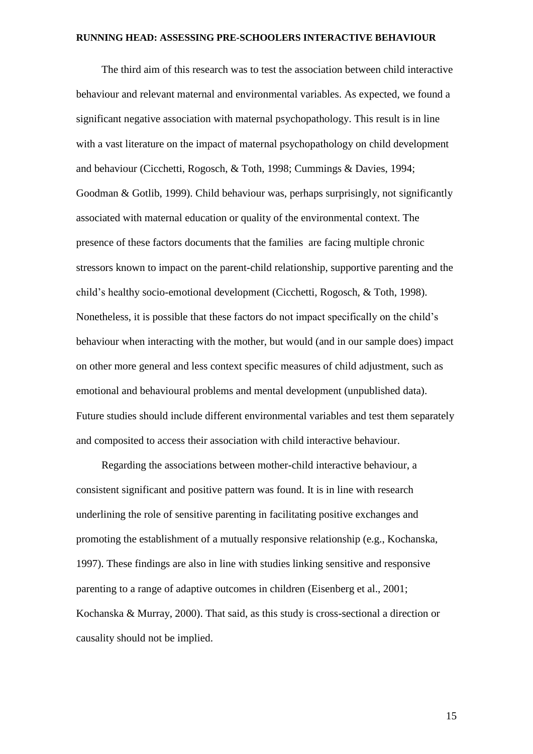The third aim of this research was to test the association between child interactive behaviour and relevant maternal and environmental variables. As expected, we found a significant negative association with maternal psychopathology. This result is in line with a vast literature on the impact of maternal psychopathology on child development and behaviour (Cicchetti, Rogosch, & Toth, 1998; Cummings & Davies, 1994; Goodman & Gotlib, 1999). Child behaviour was, perhaps surprisingly, not significantly associated with maternal education or quality of the environmental context. The presence of these factors documents that the families  are facing multiple chronic stressors known to impact on the parent-child relationship, supportive parenting and the child's healthy socio-emotional development (Cicchetti, Rogosch, & Toth, 1998). Nonetheless, it is possible that these factors do not impact specifically on the child's behaviour when interacting with the mother, but would (and in our sample does) impact on other more general and less context specific measures of child adjustment, such as emotional and behavioural problems and mental development (unpublished data). Future studies should include different environmental variables and test them separately and composited to access their association with child interactive behaviour.

Regarding the associations between mother-child interactive behaviour, a consistent significant and positive pattern was found. It is in line with research underlining the role of sensitive parenting in facilitating positive exchanges and promoting the establishment of a mutually responsive relationship (e.g., Kochanska, 1997). These findings are also in line with studies linking sensitive and responsive parenting to a range of adaptive outcomes in children (Eisenberg et al., 2001; Kochanska & Murray, 2000). That said, as this study is cross-sectional a direction or causality should not be implied.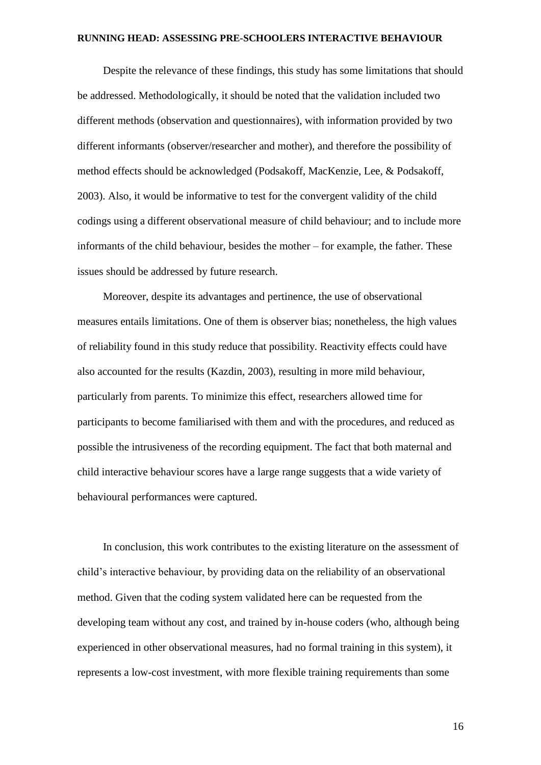Despite the relevance of these findings, this study has some limitations that should be addressed. Methodologically, it should be noted that the validation included two different methods (observation and questionnaires), with information provided by two different informants (observer/researcher and mother), and therefore the possibility of method effects should be acknowledged (Podsakoff, MacKenzie, Lee, & Podsakoff, 2003). Also, it would be informative to test for the convergent validity of the child codings using a different observational measure of child behaviour; and to include more informants of the child behaviour, besides the mother – for example, the father. These issues should be addressed by future research.

Moreover, despite its advantages and pertinence, the use of observational measures entails limitations. One of them is observer bias; nonetheless, the high values of reliability found in this study reduce that possibility. Reactivity effects could have also accounted for the results (Kazdin, 2003), resulting in more mild behaviour, particularly from parents. To minimize this effect, researchers allowed time for participants to become familiarised with them and with the procedures, and reduced as possible the intrusiveness of the recording equipment. The fact that both maternal and child interactive behaviour scores have a large range suggests that a wide variety of behavioural performances were captured.

In conclusion, this work contributes to the existing literature on the assessment of child's interactive behaviour, by providing data on the reliability of an observational method. Given that the coding system validated here can be requested from the developing team without any cost, and trained by in-house coders (who, although being experienced in other observational measures, had no formal training in this system), it represents a low-cost investment, with more flexible training requirements than some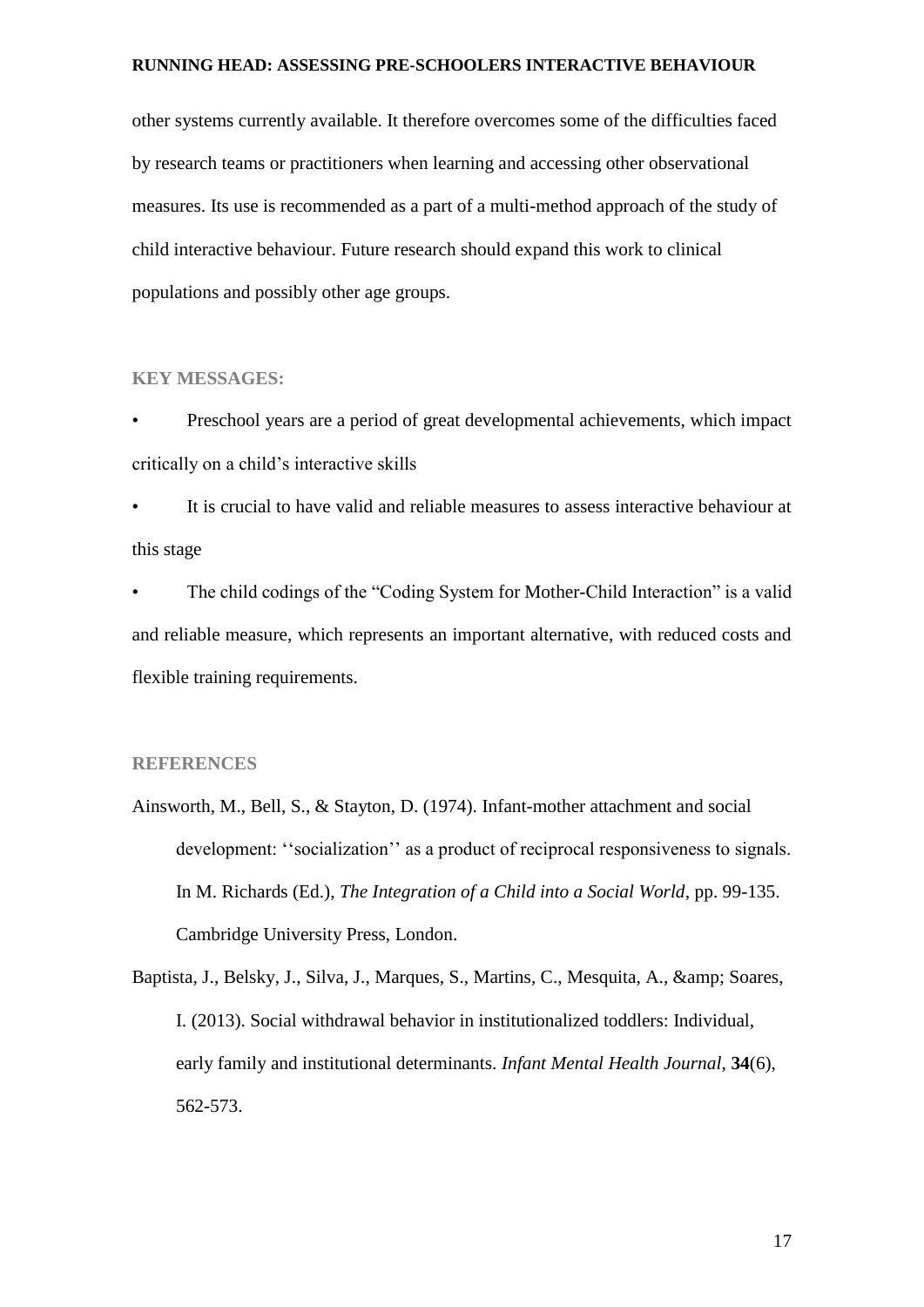other systems currently available. It therefore overcomes some of the difficulties faced by research teams or practitioners when learning and accessing other observational measures. Its use is recommended as a part of a multi-method approach of the study of child interactive behaviour. Future research should expand this work to clinical populations and possibly other age groups.

## KEY MESSAGES:

- Preschool years are a period of great developmental achievements, which impact critically on a child's interactive skills
- It is crucial to have valid and reliable measures to assess interactive behaviour at this stage
- The child codings of the "Coding System for Mother-Child Interaction" is a valid and reliable measure, which represents an important alternative, with reduced costs and flexible training requirements.

## REFERENCES

Ainsworth, M., Bell, S., & Stayton, D. (1974). Infant-mother attachment and social development: ''socialization'' as a product of reciprocal responsiveness to signals. In M. Richards (Ed.), *The Integration of a Child into a Social World*, pp. 99-135. Cambridge University Press, London.

Baptista, J., Belsky, J., Silva, J., Marques, S., Martins, C., Mesquita, A., &amp; Soares, I. (2013). Social withdrawal behavior in institutionalized toddlers: Individual, early family and institutional determinants. *Infant Mental Health Journal*, **34**(6), 562-573.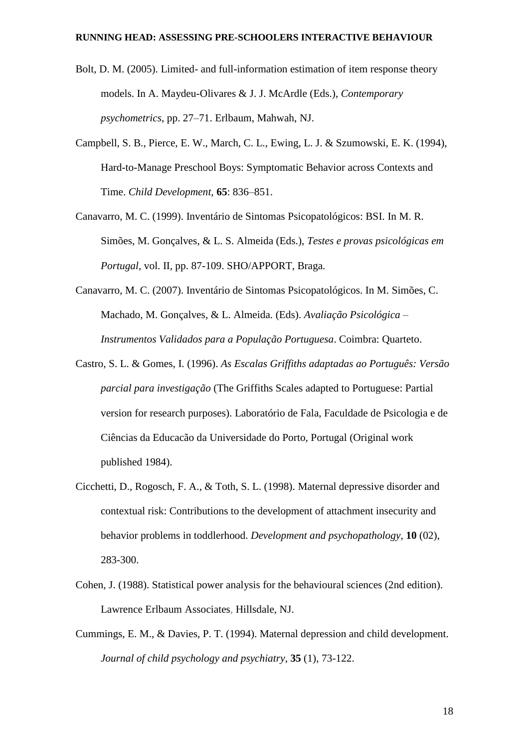Bolt, D. M. (2005). Limited- and full-information estimation of item response theory models. In A. Maydeu-Olivares & J. J. McArdle (Eds.), *Contemporary psychometrics*, pp. 27–71. Erlbaum, Mahwah, NJ.

Campbell, S. B., Pierce, E. W., March, C. L., Ewing, L. J. & Szumowski, E. K. (1994), Hard-to-Manage Preschool Boys: Symptomatic Behavior across Contexts and Time. *Child Development*, **65**: 836–851.

Canavarro, M. C. (1999). Inventário de Sintomas Psicopatológicos: BSI. In M. R. Simões, M. Gonçalves, & L. S. Almeida (Eds.), *Testes e provas psicológicas em Portugal*, vol. II, pp. 87-109. SHO/APPORT, Braga.

Canavarro, M. C. (2007). Inventário de Sintomas Psicopatológicos. In M. Simões, C. Machado, M. Gonçalves, & L. Almeida. (Eds). *Avaliação Psicológica – Instrumentos Validados para a População Portuguesa*. Coimbra: Quarteto.

Castro, S. L. & Gomes, I. (1996). *As Escalas Griffiths adaptadas ao Português: Versão parcial para investigação* (The Griffiths Scales adapted to Portuguese: Partial version for research purposes). Laboratório de Fala, Faculdade de Psicologia e de Ciências da Educacão da Universidade do Porto, Portugal (Original work published 1984).

Cicchetti, D., Rogosch, F. A., & Toth, S. L. (1998). Maternal depressive disorder and contextual risk: Contributions to the development of attachment insecurity and behavior problems in toddlerhood. *Development and psychopathology*, **10** (02), 283-300.

Cohen, J. (1988). Statistical power analysis for the behavioural sciences (2nd edition). Lawrence Erlbaum Associates, Hillsdale, NJ.

Cummings, E. M., & Davies, P. T. (1994). Maternal depression and child development. *Journal of child psychology and psychiatry*, **35** (1), 73-122.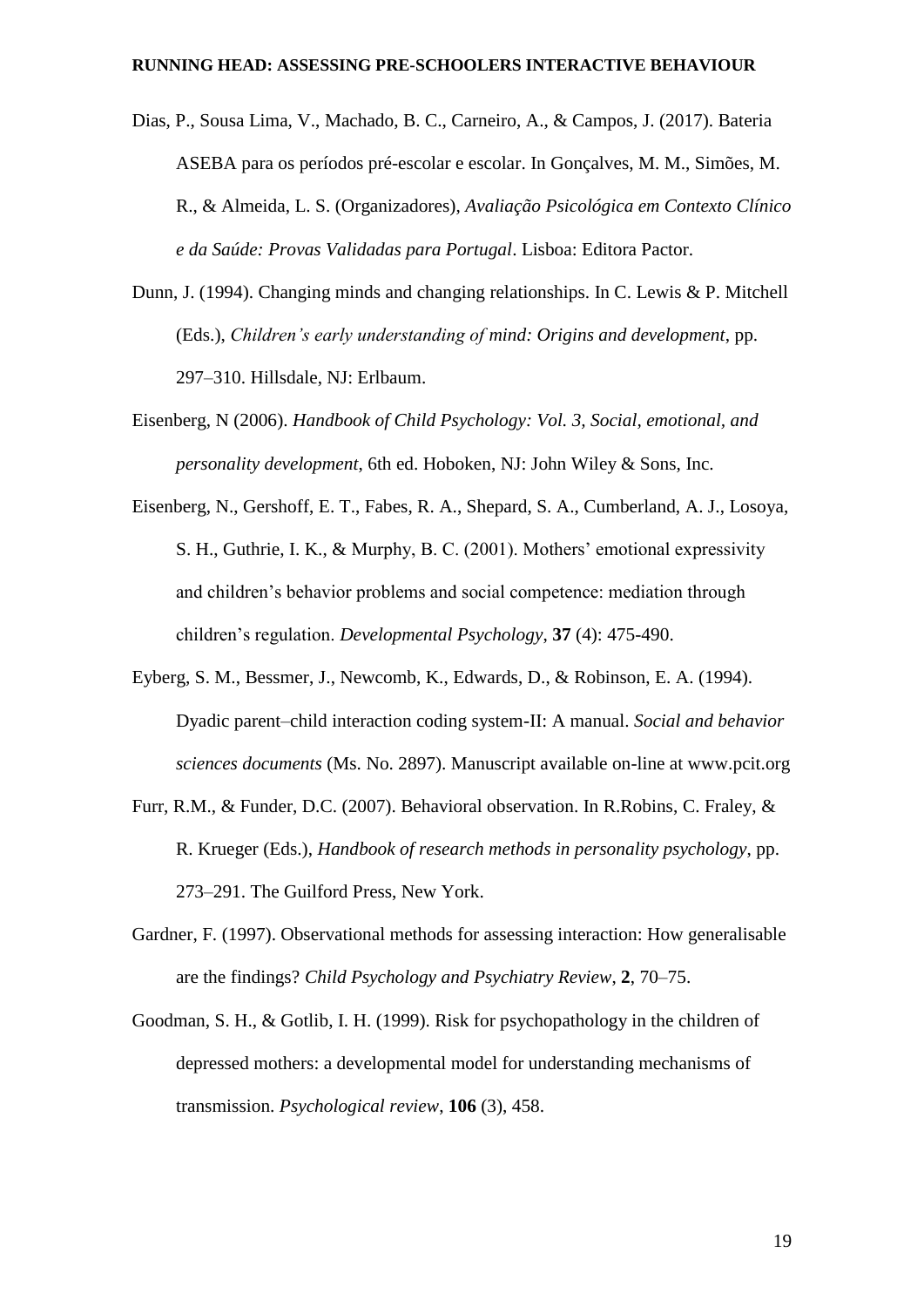Dias, P., Sousa Lima, V., Machado, B. C., Carneiro, A., & Campos, J. (2017). Bateria ASEBA para os períodos pré-escolar e escolar. In Gonçalves, M. M., Simões, M. R., & Almeida, L. S. (Organizadores), *Avaliação Psicológica em Contexto Clínico e da Saúde: Provas Validadas para Portugal*. Lisboa: Editora Pactor.

Dunn, J. (1994). Changing minds and changing relationships. In C. Lewis & P. Mitchell (Eds.), *Children's early understanding of mind: Origins and development*, pp. 297–310. Hillsdale, NJ: Erlbaum.

Eisenberg, N (2006). *Handbook of Child Psychology: Vol. 3, Social, emotional, and personality development*, 6th ed. Hoboken, NJ: John Wiley & Sons, Inc.

Eisenberg, N., Gershoff, E. T., Fabes, R. A., Shepard, S. A., Cumberland, A. J., Losoya, S. H., Guthrie, I. K., & Murphy, B. C. (2001). Mothers' emotional expressivity and children's behavior problems and social competence: mediation through children's regulation. *Developmental Psychology*, **37** (4): 475-490.

Eyberg, S. M., Bessmer, J., Newcomb, K., Edwards, D., & Robinson, E. A. (1994). Dyadic parent–child interaction coding system-II: A manual. *Social and behavior sciences documents* (Ms. No. 2897). Manuscript available on-line at www.pcit.org

Furr, R.M., & Funder, D.C. (2007). Behavioral observation. In R.Robins, C. Fraley, & R. Krueger (Eds.), *Handbook of research methods in personality psychology*, pp. 273–291. The Guilford Press, New York.

Gardner, F. (1997). Observational methods for assessing interaction: How generalisable are the findings? *Child Psychology and Psychiatry Review*, **2**, 70–75.

Goodman, S. H., & Gotlib, I. H. (1999). Risk for psychopathology in the children of depressed mothers: a developmental model for understanding mechanisms of transmission. *Psychological review*, **106** (3), 458.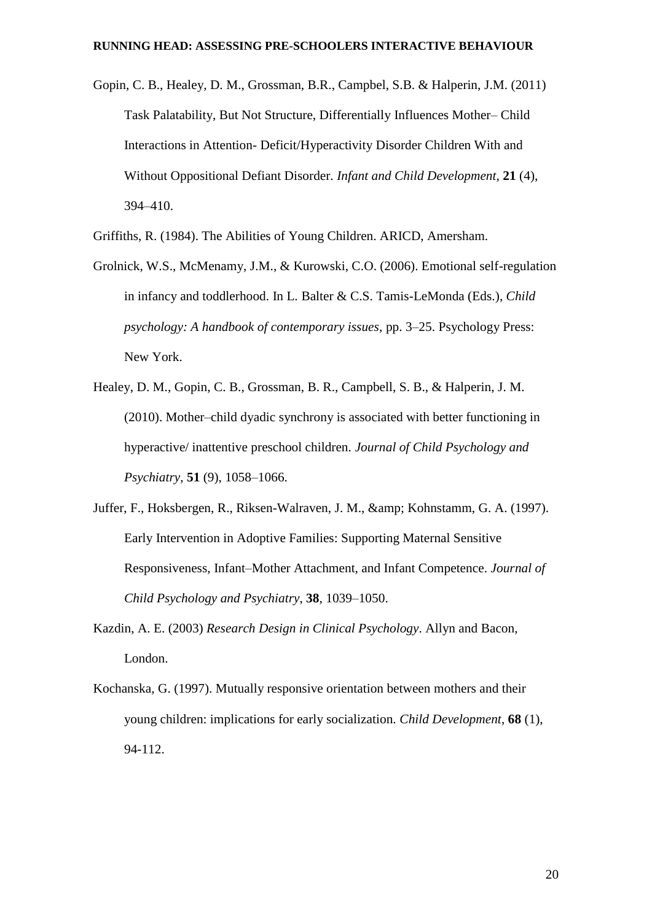Gopin, C. B., Healey, D. M., Grossman, B.R., Campbel, S.B. & Halperin, J.M. (2011) Task Palatability, But Not Structure, Differentially Influences Mother– Child Interactions in Attention- Deficit/Hyperactivity Disorder Children With and Without Oppositional Defiant Disorder. *Infant and Child Development*, **21** (4), 394–410.

Griffiths, R. (1984). The Abilities of Young Children. ARICD, Amersham.

Grolnick, W.S., McMenamy, J.M., & Kurowski, C.O. (2006). Emotional self-regulation in infancy and toddlerhood. In L. Balter & C.S. Tamis-LeMonda (Eds.), *Child psychology: A handbook of contemporary issues*, pp. 3–25. Psychology Press: New York.

Healey, D. M., Gopin, C. B., Grossman, B. R., Campbell, S. B., & Halperin, J. M. (2010). Mother–child dyadic synchrony is associated with better functioning in hyperactive/ inattentive preschool children. *Journal of Child Psychology and Psychiatry*, **51** (9), 1058–1066.

Juffer, F., Hoksbergen, R., Riksen-Walraven, J. M., &amp; Kohnstamm, G. A. (1997). Early Intervention in Adoptive Families: Supporting Maternal Sensitive Responsiveness, Infant–Mother Attachment, and Infant Competence. *Journal of Child Psychology and Psychiatry*, **38**, 1039–1050.

Kazdin, A. E. (2003) *Research Design in Clinical Psychology*. Allyn and Bacon, London.

Kochanska, G. (1997). Mutually responsive orientation between mothers and their young children: implications for early socialization. *Child Development*, **68** (1), 94-112.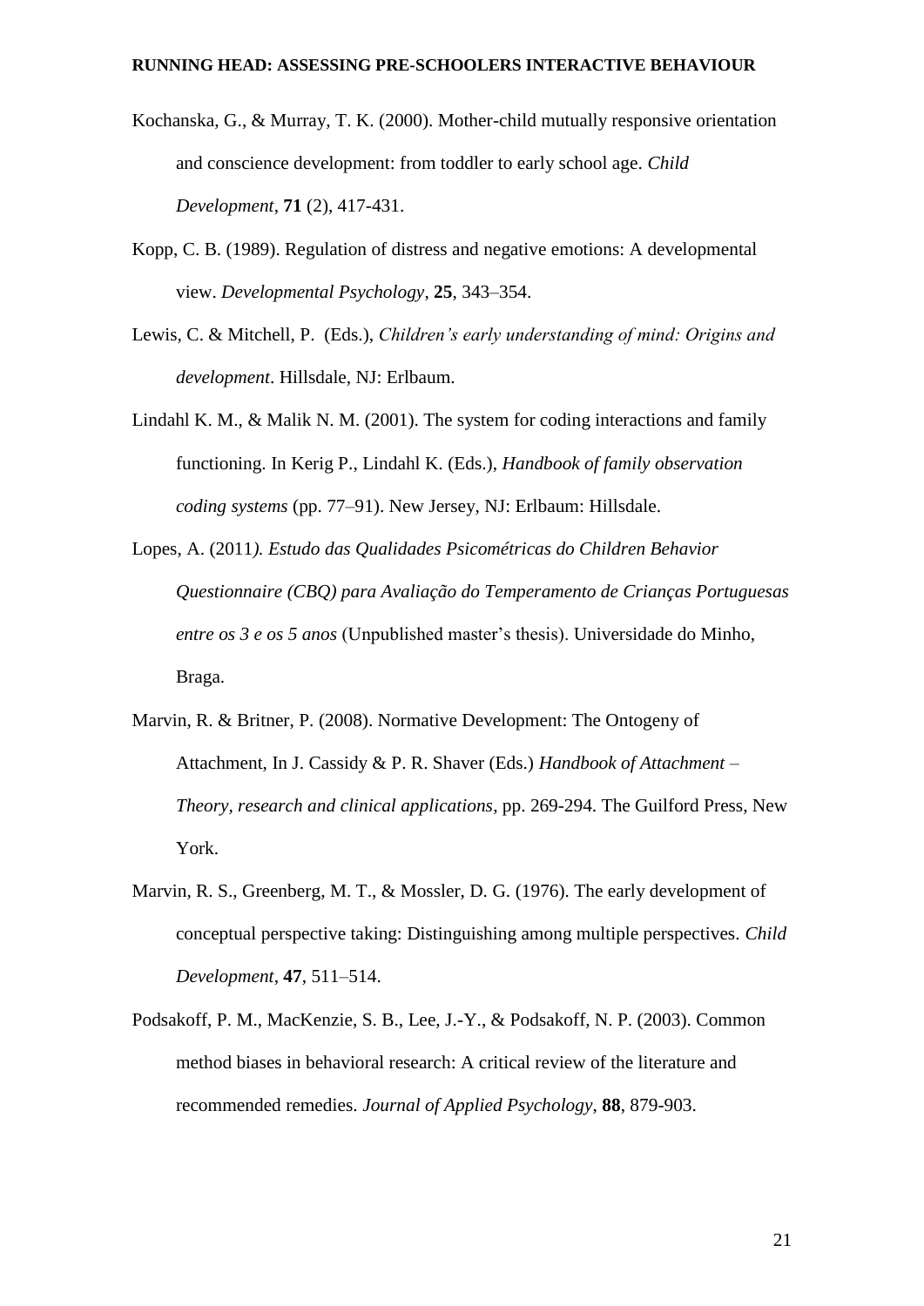Kochanska, G., & Murray, T. K. (2000). Mother-child mutually responsive orientation and conscience development: from toddler to early school age. *Child Development*, **71** (2), 417-431.

Kopp, C. B. (1989). Regulation of distress and negative emotions: A developmental view. *Developmental Psychology*, **25**, 343–354.

Lewis, C. & Mitchell, P. (Eds.), *Children's early understanding of mind: Origins and development*. Hillsdale, NJ: Erlbaum.

Lindahl K. M., & Malik N. M. (2001). The system for coding interactions and family functioning. In Kerig P., Lindahl K. (Eds.), *Handbook of family observation coding systems* (pp. 77–91). New Jersey, NJ: Erlbaum: Hillsdale.

Lopes, A. (2011*). Estudo das Qualidades Psicométricas do Children Behavior Questionnaire (CBQ) para Avaliação do Temperamento de Crianças Portuguesas entre os 3 e os 5 anos* (Unpublished master's thesis). Universidade do Minho, Braga.

Marvin, R. & Britner, P. (2008). Normative Development: The Ontogeny of Attachment, In J. Cassidy & P. R. Shaver (Eds.) *Handbook of Attachment – Theory, research and clinical applications*, pp. 269-294. The Guilford Press, New York.

Marvin, R. S., Greenberg, M. T., & Mossler, D. G. (1976). The early development of conceptual perspective taking: Distinguishing among multiple perspectives. *Child Development*, **47**, 511–514.

Podsakoff, P. M., MacKenzie, S. B., Lee, J.-Y., & Podsakoff, N. P. (2003). Common method biases in behavioral research: A critical review of the literature and recommended remedies. *Journal of Applied Psychology*, **88**, 879-903.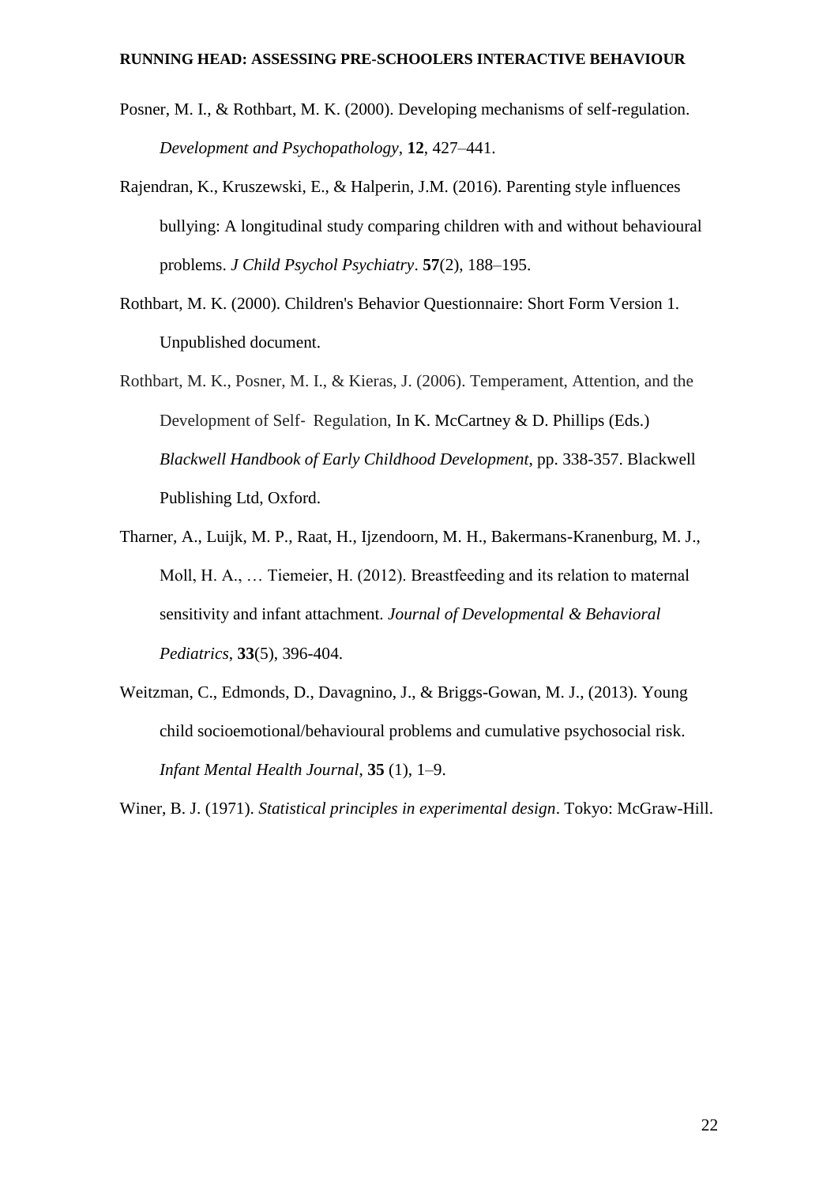Posner, M. I., & Rothbart, M. K. (2000). Developing mechanisms of self-regulation. *Development and Psychopathology*, **12**, 427–441.

Rajendran, K., Kruszewski, E., & Halperin, J.M. (2016). Parenting style influences bullying: A longitudinal study comparing children with and without behavioural problems. *J Child Psychol Psychiatry*. **57**(2), 188–195.

Rothbart, M. K. (2000). Children's Behavior Questionnaire: Short Form Version 1. Unpublished document.

Rothbart, M. K., Posner, M. I., & Kieras, J. (2006). Temperament, Attention, and the Development of Self‐ Regulation, In K. McCartney & D. Phillips (Eds.) *Blackwell Handbook of Early Childhood Development*, pp. 338-357. Blackwell Publishing Ltd, Oxford.

Tharner, A., Luijk, M. P., Raat, H., Ijzendoorn, M. H., Bakermans-Kranenburg, M. J., Moll, H. A., … Tiemeier, H. (2012). Breastfeeding and its relation to maternal sensitivity and infant attachment. *Journal of Developmental & Behavioral Pediatrics*, **33**(5), 396-404.

Weitzman, C., Edmonds, D., Davagnino, J., & Briggs-Gowan, M. J., (2013). Young child socioemotional/behavioural problems and cumulative psychosocial risk. *Infant Mental Health Journal*, **35** (1), 1–9.

Winer, B. J. (1971). *Statistical principles in experimental design*. Tokyo: McGraw-Hill.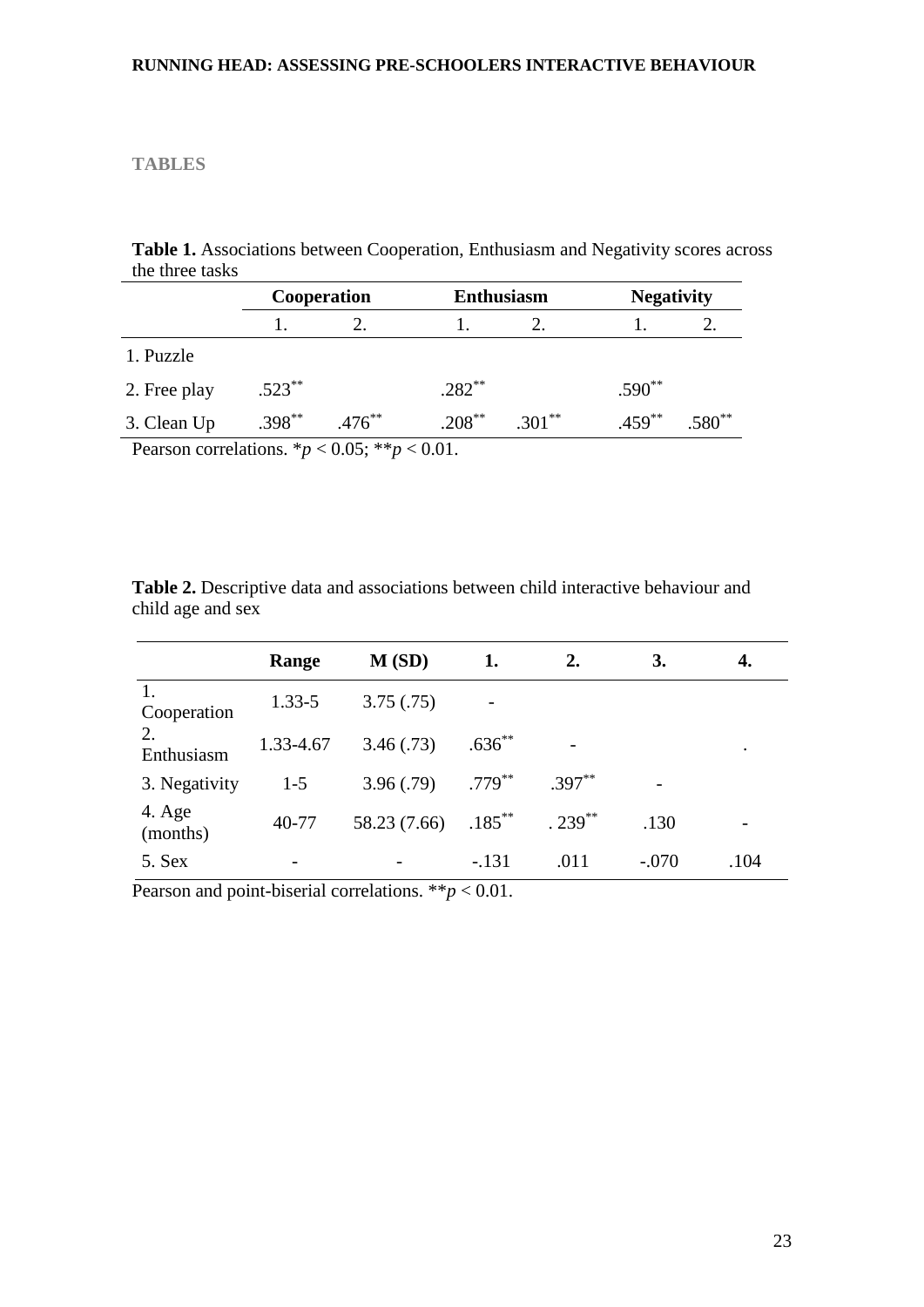**TABLES**

**Table 1.** Associations between Cooperation, Enthusiasm and Negativity scores across the three tasks

| | Cooperation | | Enthusiasm | | Negativity | |
|---|---|---|---|---|---|---|
| | 1. | 2. | 1. | 2. | 1. | 2. |
| 1. Puzzle | | | | | | |
| 2. Free play | .523** | | .282** | | .590** | |
| 3. Clean Up | .398** | .476** | .208** | .301** | .459** | .580** |

Pearson correlations. \**p* < 0.05; \*\**p* < 0.01.

**Table 2.** Descriptive data and associations between child interactive behaviour and child age and sex

| | Range | M (SD) | 1. | 2. | 3. | 4. |
|---|---|---|---|---|---|---|
| 1. Cooperation | 1.33-5 | 3.75 (.75) | - | | | |
| 2. Enthusiasm | 1.33-4.67 | 3.46 (.73) | .636** | - | | . |
| 3. Negativity | 1-5 | 3.96 (.79) | .779** | .397** | - | |
| 4. Age (months) | 40-77 | 58.23 (7.66) | .185** | . 239** | .130 | - |
| 5. Sex | - | - | -.131 | .011 | -.070 | .104 |

Pearson and point-biserial correlations. \*\**p* < 0.01.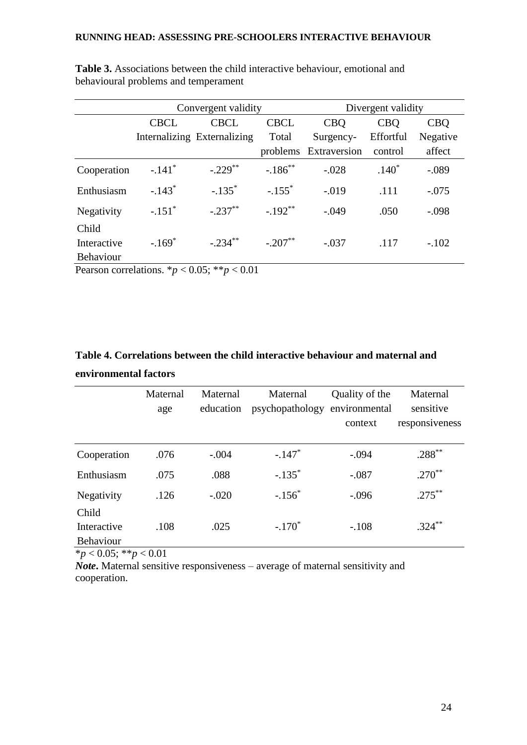**Table 3.** Associations between the child interactive behaviour, emotional and behavioural problems and temperament

| | Convergent validity | | | Divergent validity | | |
|---|---|---|---|---|---|---|
| | CBCL Internalizing | CBCL Externalizing | CBCL Total problems | CBQ Surgency-Extraversion | CBQ Effortful control | CBQ Negative affect |
| Cooperation | -.141* | -.229** | -.186** | -.028 | .140* | -.089 |
| Enthusiasm | -.143* | -.135* | -.155* | -.019 | .111 | -.075 |
| Negativity | -.151* | -.237** | -.192** | -.049 | .050 | -.098 |
| Child Interactive Behaviour | -.169* | -.234** | -.207** | -.037 | .117 | -.102 |

Pearson correlations. \*$p < 0.05$; \*\*$p < 0.01$

**Table 4. Correlations between the child interactive behaviour and maternal and environmental factors**

| | Maternal age | Maternal education | Maternal psychopathology | Quality of the environmental context | Maternal sensitive responsiveness |
|---|---|---|---|---|---|
| Cooperation | .076 | -.004 | -.147* | -.094 | .288** |
| Enthusiasm | .075 | .088 | -.135* | -.087 | .270** |
| Negativity | .126 | -.020 | -.156* | -.096 | .275** |
| Child Interactive Behaviour | .108 | .025 | -.170* | -.108 | .324** |

\*$p < 0.05$; \*\*$p < 0.01$

***Note*.** Maternal sensitive responsiveness – average of maternal sensitivity and cooperation.